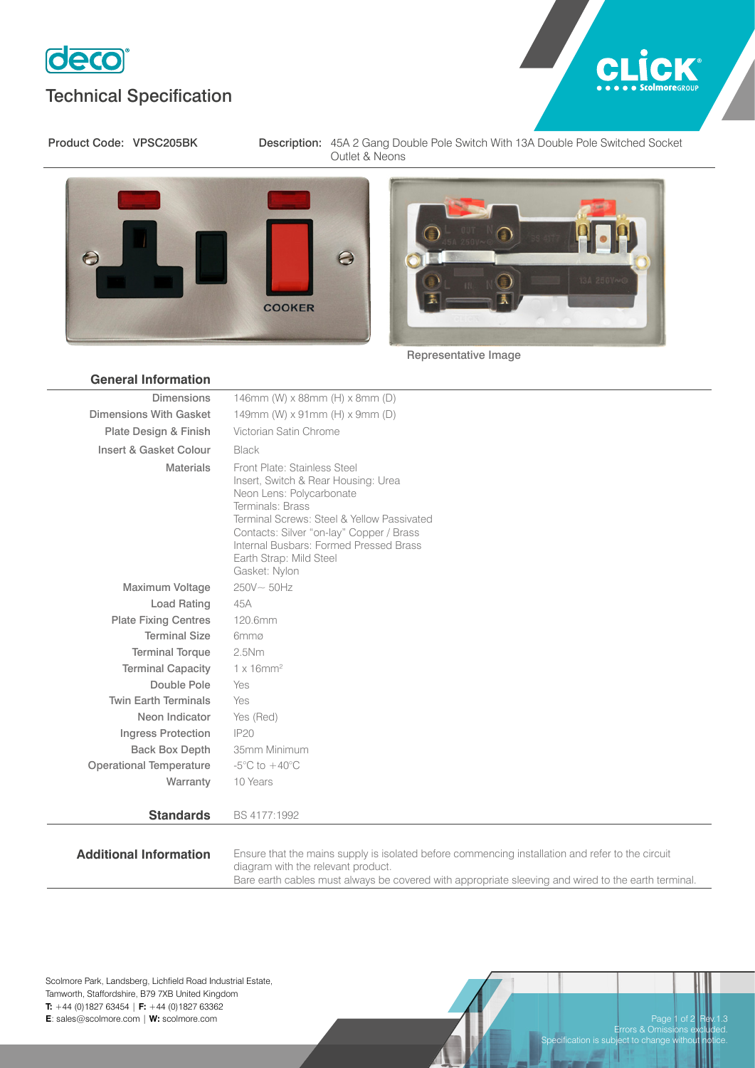# Technical Specification

**Product Code:** VPSC205BK

**Description:** 45A 2 Gang Double Pole Switch With 13A Double Pole Switched Socket Outlet & Neons

Representative Image

## General Information

| | |
|---|---|
| Dimensions | 146mm (W) x 88mm (H) x 8mm (D) |
| Dimensions With Gasket | 149mm (W) x 91mm (H) x 9mm (D) |
| Plate Design & Finish | Victorian Satin Chrome |
| Insert & Gasket Colour | Black |
| Materials | Front Plate: Stainless Steel<br>Insert, Switch & Rear Housing: Urea<br>Neon Lens: Polycarbonate<br>Terminals: Brass<br>Terminal Screws: Steel & Yellow Passivated<br>Contacts: Silver "on-lay" Copper / Brass<br>Internal Busbars: Formed Pressed Brass<br>Earth Strap: Mild Steel<br>Gasket: Nylon |
| Maximum Voltage | 250V~ 50Hz |
| Load Rating | 45A |
| Plate Fixing Centres | 120.6mm |
| Terminal Size | 6mmø |
| Terminal Torque | 2.5Nm |
| Terminal Capacity | 1 x 16mm² |
| Double Pole | Yes |
| Twin Earth Terminals | Yes |
| Neon Indicator | Yes (Red) |
| Ingress Protection | IP20 |
| Back Box Depth | 35mm Minimum |
| Operational Temperature | -5°C to +40°C |
| Warranty | 10 Years |

**Standards** BS 4177:1992

**Additional Information**

Ensure that the mains supply is isolated before commencing installation and refer to the circuit diagram with the relevant product.

Bare earth cables must always be covered with appropriate sleeving and wired to the earth terminal.

Scolmore Park, Landsberg, Lichfield Road Industrial Estate,
Tamworth, Staffordshire, B79 7XB United Kingdom
**T:** +44 (0)1827 63454 | **F:** +44 (0)1827 63362
**E**: sales@scolmore.com | **W:** scolmore.com

Rev.1.3
Errors & Omissions excluded.
Specification is subject to change without notice.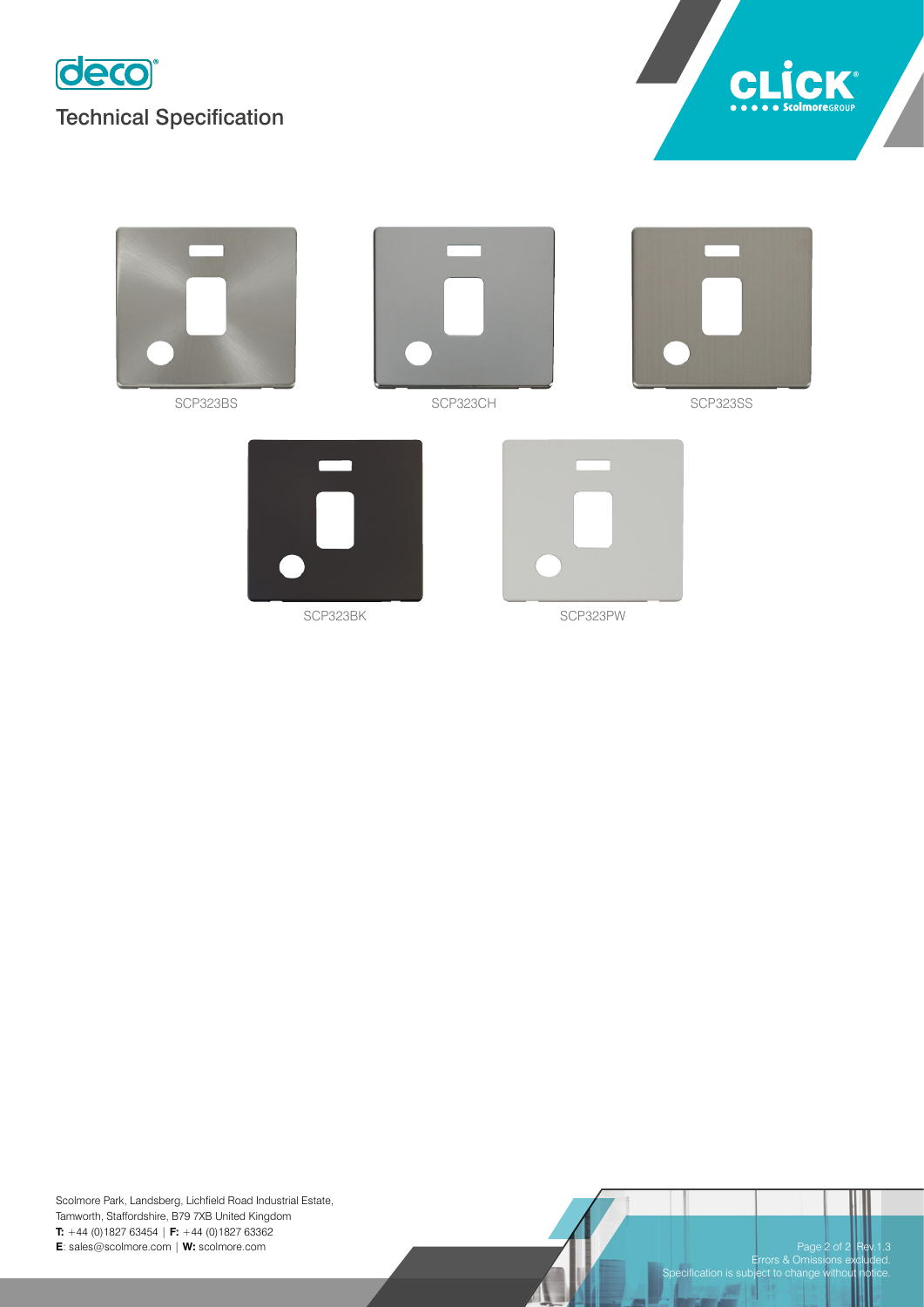# Technical Specification

SCP323BS

SCP323CH

SCP323SS

SCP323BK

SCP323PW

Scolmore Park, Landsberg, Lichfield Road Industrial Estate,
Tamworth, Staffordshire, B79 7XB United Kingdom
**T:** +44 (0)1827 63454 | **F:** +44 (0)1827 63362
**E**: sales@scolmore.com | **W:** scolmore.com

Rev.1.3
Errors & Omissions excluded.
Specification is subject to change without notice.